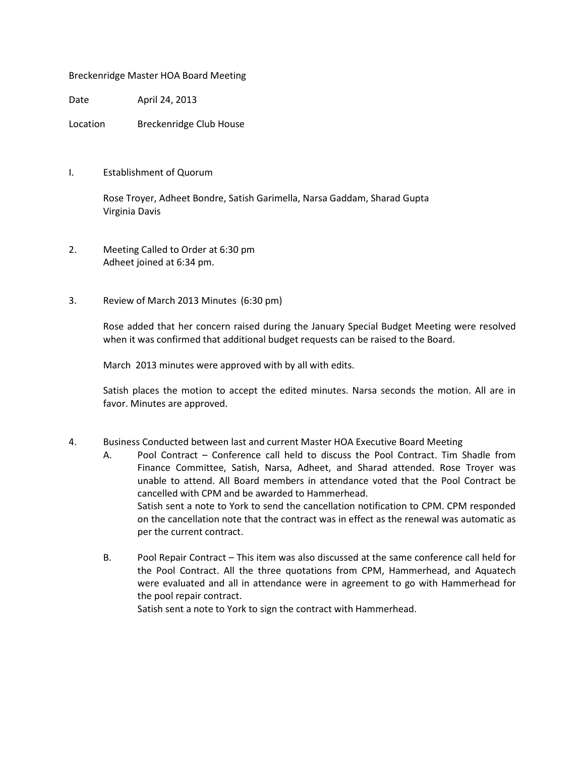Breckenridge Master HOA Board Meeting

Date April 24, 2013

Location Breckenridge Club House

I. Establishment of Quorum

Rose Troyer, Adheet Bondre, Satish Garimella, Narsa Gaddam, Sharad Gupta
Virginia Davis

2. Meeting Called to Order at 6:30 pm
Adheet joined at 6:34 pm.

3. Review of March 2013 Minutes (6:30 pm)

Rose added that her concern raised during the January Special Budget Meeting were resolved when it was confirmed that additional budget requests can be raised to the Board.

March 2013 minutes were approved with by all with edits.

Satish places the motion to accept the edited minutes. Narsa seconds the motion. All are in favor. Minutes are approved.

4. Business Conducted between last and current Master HOA Executive Board Meeting

A. Pool Contract – Conference call held to discuss the Pool Contract. Tim Shadle from Finance Committee, Satish, Narsa, Adheet, and Sharad attended. Rose Troyer was unable to attend. All Board members in attendance voted that the Pool Contract be cancelled with CPM and be awarded to Hammerhead.
Satish sent a note to York to send the cancellation notification to CPM. CPM responded on the cancellation note that the contract was in effect as the renewal was automatic as per the current contract.

B. Pool Repair Contract – This item was also discussed at the same conference call held for the Pool Contract. All the three quotations from CPM, Hammerhead, and Aquatech were evaluated and all in attendance were in agreement to go with Hammerhead for the pool repair contract.
Satish sent a note to York to sign the contract with Hammerhead.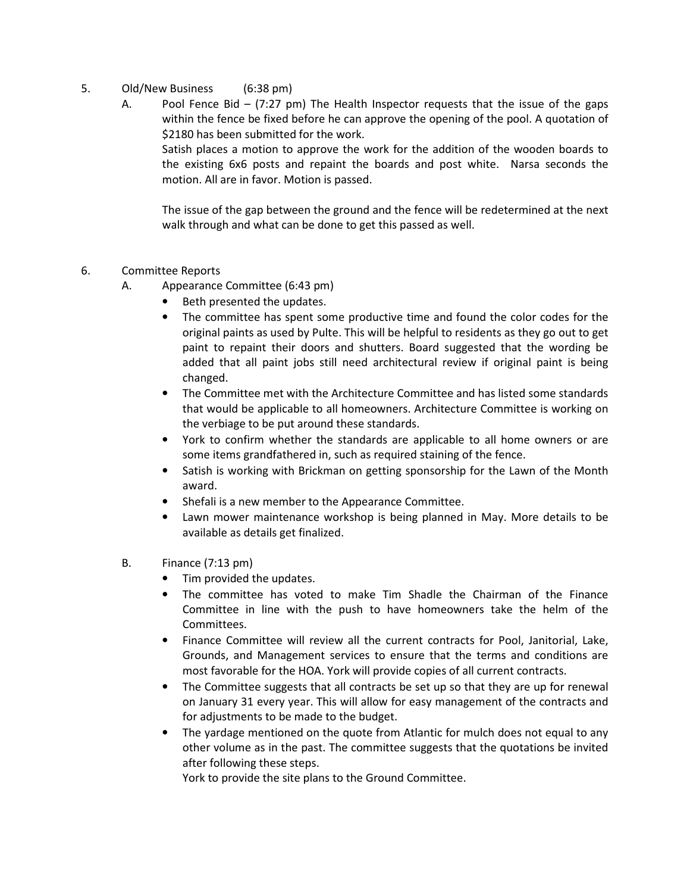5. Old/New Business (6:38 pm)

   A. Pool Fence Bid – (7:27 pm) The Health Inspector requests that the issue of the gaps within the fence be fixed before he can approve the opening of the pool. A quotation of $2180 has been submitted for the work.

      Satish places a motion to approve the work for the addition of the wooden boards to the existing 6x6 posts and repaint the boards and post white. Narsa seconds the motion. All are in favor. Motion is passed.

      The issue of the gap between the ground and the fence will be redetermined at the next walk through and what can be done to get this passed as well.

6. Committee Reports

   A. Appearance Committee (6:43 pm)

      - Beth presented the updates.
      - The committee has spent some productive time and found the color codes for the original paints as used by Pulte. This will be helpful to residents as they go out to get paint to repaint their doors and shutters. Board suggested that the wording be added that all paint jobs still need architectural review if original paint is being changed.
      - The Committee met with the Architecture Committee and has listed some standards that would be applicable to all homeowners. Architecture Committee is working on the verbiage to be put around these standards.
      - York to confirm whether the standards are applicable to all home owners or are some items grandfathered in, such as required staining of the fence.
      - Satish is working with Brickman on getting sponsorship for the Lawn of the Month award.
      - Shefali is a new member to the Appearance Committee.
      - Lawn mower maintenance workshop is being planned in May. More details to be available as details get finalized.

   B. Finance (7:13 pm)

      - Tim provided the updates.
      - The committee has voted to make Tim Shadle the Chairman of the Finance Committee in line with the push to have homeowners take the helm of the Committees.
      - Finance Committee will review all the current contracts for Pool, Janitorial, Lake, Grounds, and Management services to ensure that the terms and conditions are most favorable for the HOA. York will provide copies of all current contracts.
      - The Committee suggests that all contracts be set up so that they are up for renewal on January 31 every year. This will allow for easy management of the contracts and for adjustments to be made to the budget.
      - The yardage mentioned on the quote from Atlantic for mulch does not equal to any other volume as in the past. The committee suggests that the quotations be invited after following these steps.

        York to provide the site plans to the Ground Committee.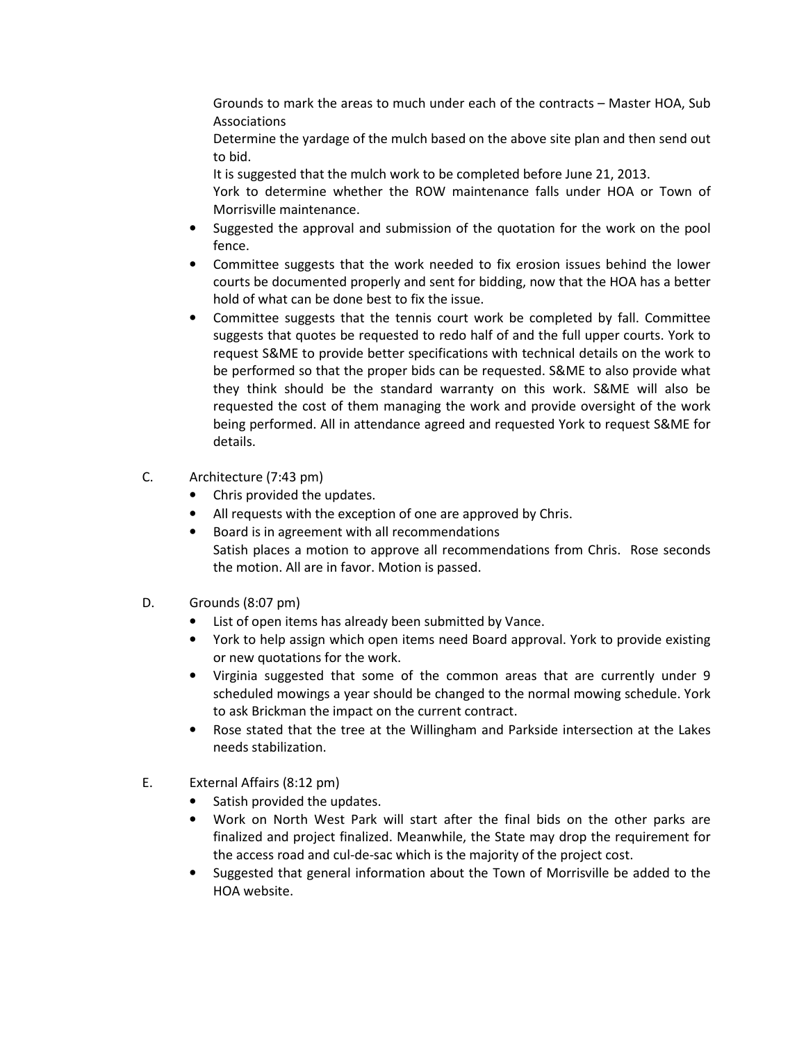Grounds to mark the areas to much under each of the contracts – Master HOA, Sub Associations

Determine the yardage of the mulch based on the above site plan and then send out to bid.

It is suggested that the mulch work to be completed before June 21, 2013.

York to determine whether the ROW maintenance falls under HOA or Town of Morrisville maintenance.

- Suggested the approval and submission of the quotation for the work on the pool fence.
- Committee suggests that the work needed to fix erosion issues behind the lower courts be documented properly and sent for bidding, now that the HOA has a better hold of what can be done best to fix the issue.
- Committee suggests that the tennis court work be completed by fall. Committee suggests that quotes be requested to redo half of and the full upper courts. York to request S&ME to provide better specifications with technical details on the work to be performed so that the proper bids can be requested. S&ME to also provide what they think should be the standard warranty on this work. S&ME will also be requested the cost of them managing the work and provide oversight of the work being performed. All in attendance agreed and requested York to request S&ME for details.

C. Architecture (7:43 pm)

- Chris provided the updates.
- All requests with the exception of one are approved by Chris.
- Board is in agreement with all recommendations

  Satish places a motion to approve all recommendations from Chris. Rose seconds the motion. All are in favor. Motion is passed.

D. Grounds (8:07 pm)

- List of open items has already been submitted by Vance.
- York to help assign which open items need Board approval. York to provide existing or new quotations for the work.
- Virginia suggested that some of the common areas that are currently under 9 scheduled mowings a year should be changed to the normal mowing schedule. York to ask Brickman the impact on the current contract.
- Rose stated that the tree at the Willingham and Parkside intersection at the Lakes needs stabilization.

E. External Affairs (8:12 pm)

- Satish provided the updates.
- Work on North West Park will start after the final bids on the other parks are finalized and project finalized. Meanwhile, the State may drop the requirement for the access road and cul-de-sac which is the majority of the project cost.
- Suggested that general information about the Town of Morrisville be added to the HOA website.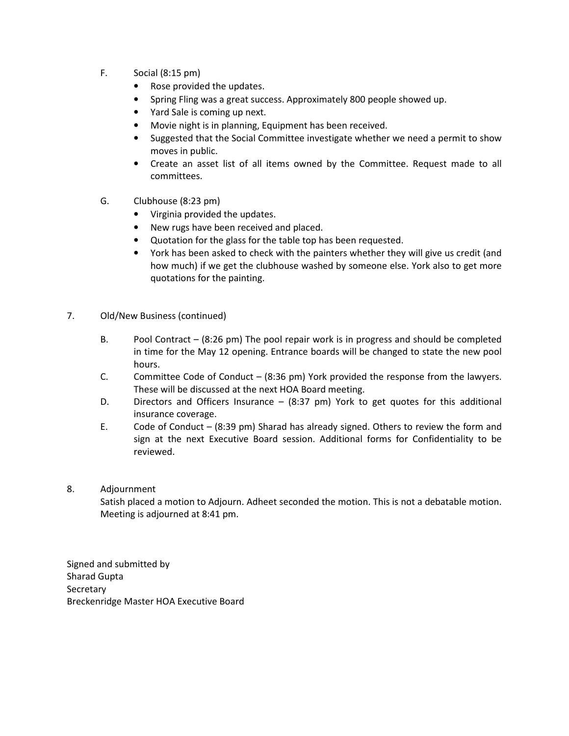F. Social (8:15 pm)

- Rose provided the updates.
- Spring Fling was a great success. Approximately 800 people showed up.
- Yard Sale is coming up next.
- Movie night is in planning, Equipment has been received.
- Suggested that the Social Committee investigate whether we need a permit to show moves in public.
- Create an asset list of all items owned by the Committee. Request made to all committees.

G. Clubhouse (8:23 pm)

- Virginia provided the updates.
- New rugs have been received and placed.
- Quotation for the glass for the table top has been requested.
- York has been asked to check with the painters whether they will give us credit (and how much) if we get the clubhouse washed by someone else. York also to get more quotations for the painting.

7. Old/New Business (continued)

B. Pool Contract – (8:26 pm) The pool repair work is in progress and should be completed in time for the May 12 opening. Entrance boards will be changed to state the new pool hours.

C. Committee Code of Conduct – (8:36 pm) York provided the response from the lawyers. These will be discussed at the next HOA Board meeting.

D. Directors and Officers Insurance – (8:37 pm) York to get quotes for this additional insurance coverage.

E. Code of Conduct – (8:39 pm) Sharad has already signed. Others to review the form and sign at the next Executive Board session. Additional forms for Confidentiality to be reviewed.

8. Adjournment

Satish placed a motion to Adjourn. Adheet seconded the motion. This is not a debatable motion. Meeting is adjourned at 8:41 pm.

Signed and submitted by
Sharad Gupta
Secretary
Breckenridge Master HOA Executive Board